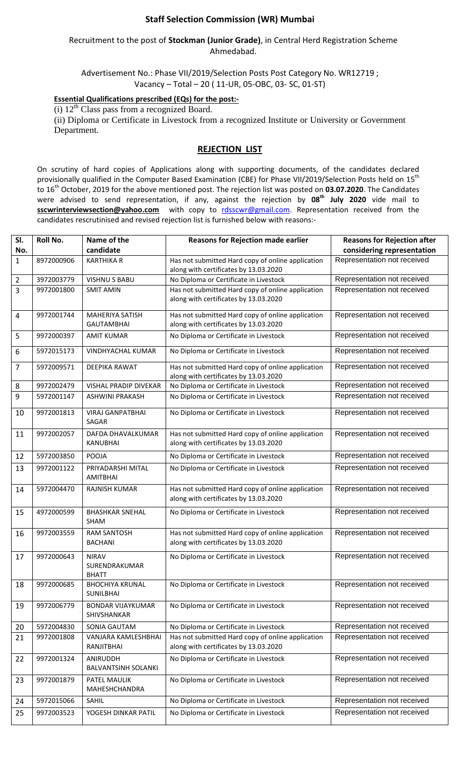## Staff Selection Commission (WR) Mumbai

Recruitment to the post of **Stockman (Junior Grade)**, in Central Herd Registration Scheme Ahmedabad.

Advertisement No.: Phase VII/2019/Selection Posts Post Category No. WR12719 ; Vacancy – Total – 20 ( 11-UR, 05-OBC, 03- SC, 01-ST)

**Essential Qualifications prescribed (EQs) for the post:-**

(i) 12th Class pass from a recognized Board.

(ii) Diploma or Certificate in Livestock from a recognized Institute or University or Government Department.

### REJECTION LIST

On scrutiny of hard copies of Applications along with supporting documents, of the candidates declared provisionally qualified in the Computer Based Examination (CBE) for Phase VII/2019/Selection Posts held on 15th to 16th October, 2019 for the above mentioned post. The rejection list was posted on **03.07.2020**. The Candidates were advised to send representation, if any, against the rejection by **08th July 2020** vide mail to **sscwrinterviewsection@yahoo.com** with copy to rdsscwr@gmail.com. Representation received from the candidates rescrutinised and revised rejection list is furnished below with reasons:-

| Sl. No. | Roll No. | Name of the candidate | Reasons for Rejection made earlier | Reasons for Rejection after considering representation |
|---|---|---|---|---|
| 1 | 8972000906 | KARTHIKA R | Has not submitted Hard copy of online application along with certificates by 13.03.2020 | Representation not received |
| 2 | 3972003779 | VISHNU S BABU | No Diploma or Certificate in Livestock | Representation not received |
| 3 | 9972001800 | SMIT AMIN | Has not submitted Hard copy of online application along with certificates by 13.03.2020 | Representation not received |
| 4 | 9972001744 | MAHERIYA SATISH GAUTAMBHAI | Has not submitted Hard copy of online application along with certificates by 13.03.2020 | Representation not received |
| 5 | 9972000397 | AMIT KUMAR | No Diploma or Certificate in Livestock | Representation not received |
| 6 | 5972015173 | VINDHYACHAL KUMAR | No Diploma or Certificate in Livestock | Representation not received |
| 7 | 5972009571 | DEEPIKA RAWAT | Has not submitted Hard copy of online application along with certificates by 13.03.2020 | Representation not received |
| 8 | 9972002479 | VISHAL PRADIP DIVEKAR | No Diploma or Certificate in Livestock | Representation not received |
| 9 | 5972001147 | ASHWINI PRAKASH | No Diploma or Certificate in Livestock | Representation not received |
| 10 | 9972001813 | VIRAJ GANPATBHAI SAGAR | No Diploma or Certificate in Livestock | Representation not received |
| 11 | 9972002057 | DAFDA DHAVALKUMAR KANUBHAI | Has not submitted Hard copy of online application along with certificates by 13.03.2020 | Representation not received |
| 12 | 5972003850 | POOJA | No Diploma or Certificate in Livestock | Representation not received |
| 13 | 9972001122 | PRIYADARSHI MITAL AMITBHAI | No Diploma or Certificate in Livestock | Representation not received |
| 14 | 5972004470 | RAJNISH KUMAR | Has not submitted Hard copy of online application along with certificates by 13.03.2020 | Representation not received |
| 15 | 4972000599 | BHASHKAR SNEHAL SHAM | No Diploma or Certificate in Livestock | Representation not received |
| 16 | 9972003559 | RAM SANTOSH BACHANI | Has not submitted Hard copy of online application along with certificates by 13.03.2020 | Representation not received |
| 17 | 9972000643 | NIRAV SURENDRAKUMAR BHATT | No Diploma or Certificate in Livestock | Representation not received |
| 18 | 9972000685 | BHOCHIYA KRUNAL SUNILBHAI | No Diploma or Certificate in Livestock | Representation not received |
| 19 | 9972006779 | BONDAR VIJAYKUMAR SHIVSHANKAR | No Diploma or Certificate in Livestock | Representation not received |
| 20 | 5972004830 | SONIA GAUTAM | No Diploma or Certificate in Livestock | Representation not received |
| 21 | 9972001808 | VANJARA KAMLESHBHAI RANJITBHAI | Has not submitted Hard copy of online application along with certificates by 13.03.2020 | Representation not received |
| 22 | 9972001324 | ANIRUDDH BALVANTSINH SOLANKI | No Diploma or Certificate in Livestock | Representation not received |
| 23 | 9972001879 | PATEL MAULIK MAHESHCHANDRA | No Diploma or Certificate in Livestock | Representation not received |
| 24 | 5972015066 | SAHIL | No Diploma or Certificate in Livestock | Representation not received |
| 25 | 9972003523 | YOGESH DINKAR PATIL | No Diploma or Certificate in Livestock | Representation not received |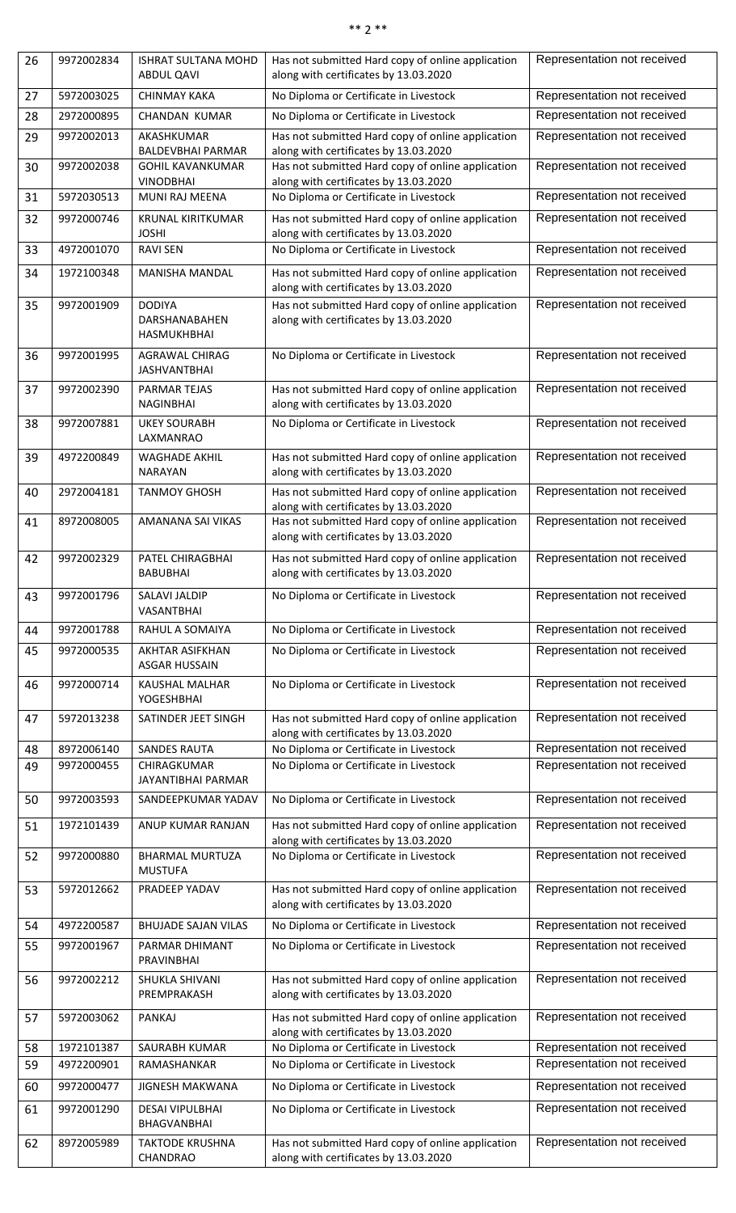| 26 | 9972002834 | ISHRAT SULTANA MOHD ABDUL QAVI | Has not submitted Hard copy of online application along with certificates by 13.03.2020 | Representation not received |
|---|---|---|---|---|
| 27 | 5972003025 | CHINMAY KAKA | No Diploma or Certificate in Livestock | Representation not received |
| 28 | 2972000895 | CHANDAN KUMAR | No Diploma or Certificate in Livestock | Representation not received |
| 29 | 9972002013 | AKASHKUMAR BALDEVBHAI PARMAR | Has not submitted Hard copy of online application along with certificates by 13.03.2020 | Representation not received |
| 30 | 9972002038 | GOHIL KAVANKUMAR VINODBHAI | Has not submitted Hard copy of online application along with certificates by 13.03.2020 | Representation not received |
| 31 | 5972030513 | MUNI RAJ MEENA | No Diploma or Certificate in Livestock | Representation not received |
| 32 | 9972000746 | KRUNAL KIRITKUMAR JOSHI | Has not submitted Hard copy of online application along with certificates by 13.03.2020 | Representation not received |
| 33 | 4972001070 | RAVI SEN | No Diploma or Certificate in Livestock | Representation not received |
| 34 | 1972100348 | MANISHA MANDAL | Has not submitted Hard copy of online application along with certificates by 13.03.2020 | Representation not received |
| 35 | 9972001909 | DODIYA DARSHANABAHEN HASMUKHBHAI | Has not submitted Hard copy of online application along with certificates by 13.03.2020 | Representation not received |
| 36 | 9972001995 | AGRAWAL CHIRAG JASHVANTBHAI | No Diploma or Certificate in Livestock | Representation not received |
| 37 | 9972002390 | PARMAR TEJAS NAGINBHAI | Has not submitted Hard copy of online application along with certificates by 13.03.2020 | Representation not received |
| 38 | 9972007881 | UKEY SOURABH LAXMANRAO | No Diploma or Certificate in Livestock | Representation not received |
| 39 | 4972200849 | WAGHADE AKHIL NARAYAN | Has not submitted Hard copy of online application along with certificates by 13.03.2020 | Representation not received |
| 40 | 2972004181 | TANMOY GHOSH | Has not submitted Hard copy of online application along with certificates by 13.03.2020 | Representation not received |
| 41 | 8972008005 | AMANANA SAI VIKAS | Has not submitted Hard copy of online application along with certificates by 13.03.2020 | Representation not received |
| 42 | 9972002329 | PATEL CHIRAGBHAI BABUBHAI | Has not submitted Hard copy of online application along with certificates by 13.03.2020 | Representation not received |
| 43 | 9972001796 | SALAVI JALDIP VASANTBHAI | No Diploma or Certificate in Livestock | Representation not received |
| 44 | 9972001788 | RAHUL A SOMAIYA | No Diploma or Certificate in Livestock | Representation not received |
| 45 | 9972000535 | AKHTAR ASIFKHAN ASGAR HUSSAIN | No Diploma or Certificate in Livestock | Representation not received |
| 46 | 9972000714 | KAUSHAL MALHAR YOGESHBHAI | No Diploma or Certificate in Livestock | Representation not received |
| 47 | 5972013238 | SATINDER JEET SINGH | Has not submitted Hard copy of online application along with certificates by 13.03.2020 | Representation not received |
| 48 | 8972006140 | SANDES RAUTA | No Diploma or Certificate in Livestock | Representation not received |
| 49 | 9972000455 | CHIRAGKUMAR JAYANTIBHAI PARMAR | No Diploma or Certificate in Livestock | Representation not received |
| 50 | 9972003593 | SANDEEPKUMAR YADAV | No Diploma or Certificate in Livestock | Representation not received |
| 51 | 1972101439 | ANUP KUMAR RANJAN | Has not submitted Hard copy of online application along with certificates by 13.03.2020 | Representation not received |
| 52 | 9972000880 | BHARMAL MURTUZA MUSTUFA | No Diploma or Certificate in Livestock | Representation not received |
| 53 | 5972012662 | PRADEEP YADAV | Has not submitted Hard copy of online application along with certificates by 13.03.2020 | Representation not received |
| 54 | 4972200587 | BHUJADE SAJAN VILAS | No Diploma or Certificate in Livestock | Representation not received |
| 55 | 9972001967 | PARMAR DHIMANT PRAVINBHAI | No Diploma or Certificate in Livestock | Representation not received |
| 56 | 9972002212 | SHUKLA SHIVANI PREMPRAKASH | Has not submitted Hard copy of online application along with certificates by 13.03.2020 | Representation not received |
| 57 | 5972003062 | PANKAJ | Has not submitted Hard copy of online application along with certificates by 13.03.2020 | Representation not received |
| 58 | 1972101387 | SAURABH KUMAR | No Diploma or Certificate in Livestock | Representation not received |
| 59 | 4972200901 | RAMASHANKAR | No Diploma or Certificate in Livestock | Representation not received |
| 60 | 9972000477 | JIGNESH MAKWANA | No Diploma or Certificate in Livestock | Representation not received |
| 61 | 9972001290 | DESAI VIPULBHAI BHAGVANBHAI | No Diploma or Certificate in Livestock | Representation not received |
| 62 | 8972005989 | TAKTODE KRUSHNA CHANDRAO | Has not submitted Hard copy of online application along with certificates by 13.03.2020 | Representation not received |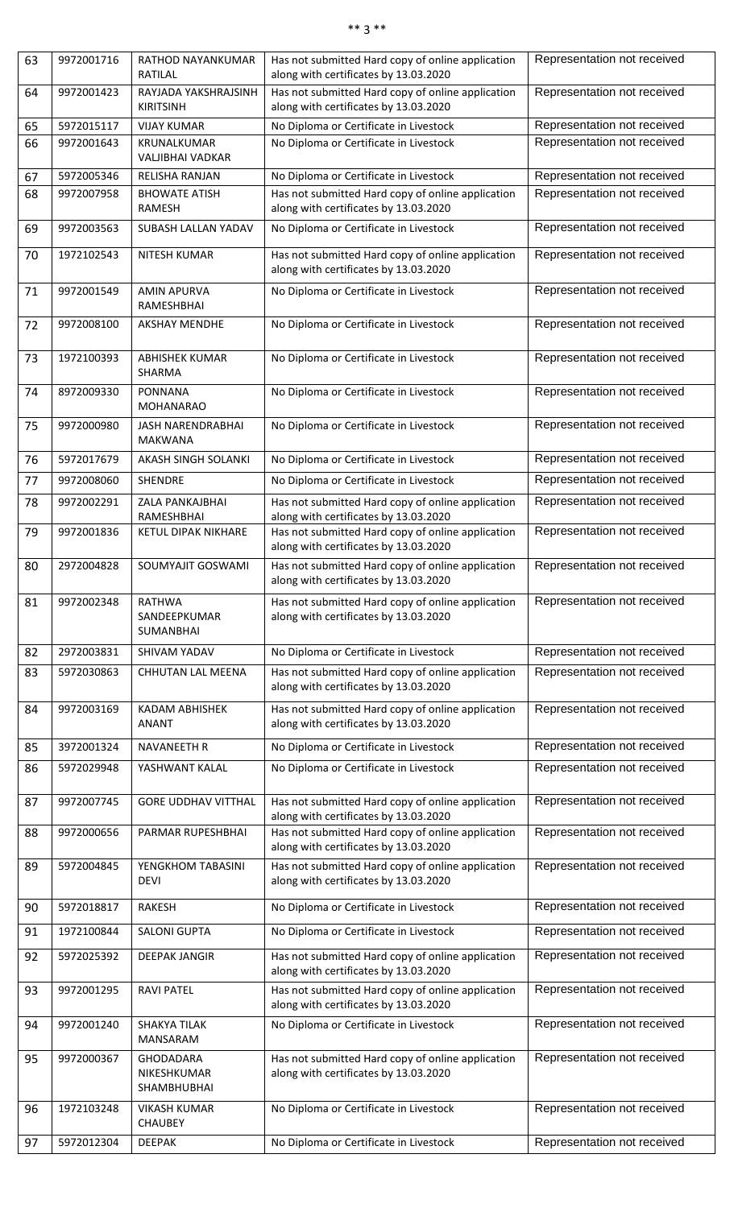| 63 | 9972001716 | RATHOD NAYANKUMAR RATILAL | Has not submitted Hard copy of online application along with certificates by 13.03.2020 | Representation not received |
|---|---|---|---|---|
| 64 | 9972001423 | RAYJADA YAKSHRAJSINH KIRITSINH | Has not submitted Hard copy of online application along with certificates by 13.03.2020 | Representation not received |
| 65 | 5972015117 | VIJAY KUMAR | No Diploma or Certificate in Livestock | Representation not received |
| 66 | 9972001643 | KRUNALKUMAR VALJIBHAI VADKAR | No Diploma or Certificate in Livestock | Representation not received |
| 67 | 5972005346 | RELISHA RANJAN | No Diploma or Certificate in Livestock | Representation not received |
| 68 | 9972007958 | BHOWATE ATISH RAMESH | Has not submitted Hard copy of online application along with certificates by 13.03.2020 | Representation not received |
| 69 | 9972003563 | SUBASH LALLAN YADAV | No Diploma or Certificate in Livestock | Representation not received |
| 70 | 1972102543 | NITESH KUMAR | Has not submitted Hard copy of online application along with certificates by 13.03.2020 | Representation not received |
| 71 | 9972001549 | AMIN APURVA RAMESHBHAI | No Diploma or Certificate in Livestock | Representation not received |
| 72 | 9972008100 | AKSHAY MENDHE | No Diploma or Certificate in Livestock | Representation not received |
| 73 | 1972100393 | ABHISHEK KUMAR SHARMA | No Diploma or Certificate in Livestock | Representation not received |
| 74 | 8972009330 | PONNANA MOHANARAO | No Diploma or Certificate in Livestock | Representation not received |
| 75 | 9972000980 | JASH NARENDRABHAI MAKWANA | No Diploma or Certificate in Livestock | Representation not received |
| 76 | 5972017679 | AKASH SINGH SOLANKI | No Diploma or Certificate in Livestock | Representation not received |
| 77 | 9972008060 | SHENDRE | No Diploma or Certificate in Livestock | Representation not received |
| 78 | 9972002291 | ZALA PANKAJBHAI RAMESHBHAI | Has not submitted Hard copy of online application along with certificates by 13.03.2020 | Representation not received |
| 79 | 9972001836 | KETUL DIPAK NIKHARE | Has not submitted Hard copy of online application along with certificates by 13.03.2020 | Representation not received |
| 80 | 2972004828 | SOUMYAJIT GOSWAMI | Has not submitted Hard copy of online application along with certificates by 13.03.2020 | Representation not received |
| 81 | 9972002348 | RATHWA SANDEEPKUMAR SUMANBHAI | Has not submitted Hard copy of online application along with certificates by 13.03.2020 | Representation not received |
| 82 | 2972003831 | SHIVAM YADAV | No Diploma or Certificate in Livestock | Representation not received |
| 83 | 5972030863 | CHHUTAN LAL MEENA | Has not submitted Hard copy of online application along with certificates by 13.03.2020 | Representation not received |
| 84 | 9972003169 | KADAM ABHISHEK ANANT | Has not submitted Hard copy of online application along with certificates by 13.03.2020 | Representation not received |
| 85 | 3972001324 | NAVANEETH R | No Diploma or Certificate in Livestock | Representation not received |
| 86 | 5972029948 | YASHWANT KALAL | No Diploma or Certificate in Livestock | Representation not received |
| 87 | 9972007745 | GORE UDDHAV VITTHAL | Has not submitted Hard copy of online application along with certificates by 13.03.2020 | Representation not received |
| 88 | 9972000656 | PARMAR RUPESHBHAI | Has not submitted Hard copy of online application along with certificates by 13.03.2020 | Representation not received |
| 89 | 5972004845 | YENGKHOM TABASINI DEVI | Has not submitted Hard copy of online application along with certificates by 13.03.2020 | Representation not received |
| 90 | 5972018817 | RAKESH | No Diploma or Certificate in Livestock | Representation not received |
| 91 | 1972100844 | SALONI GUPTA | No Diploma or Certificate in Livestock | Representation not received |
| 92 | 5972025392 | DEEPAK JANGIR | Has not submitted Hard copy of online application along with certificates by 13.03.2020 | Representation not received |
| 93 | 9972001295 | RAVI PATEL | Has not submitted Hard copy of online application along with certificates by 13.03.2020 | Representation not received |
| 94 | 9972001240 | SHAKYA TILAK MANSARAM | No Diploma or Certificate in Livestock | Representation not received |
| 95 | 9972000367 | GHODADARA NIKESHKUMAR SHAMBHUBHAI | Has not submitted Hard copy of online application along with certificates by 13.03.2020 | Representation not received |
| 96 | 1972103248 | VIKASH KUMAR CHAUBEY | No Diploma or Certificate in Livestock | Representation not received |
| 97 | 5972012304 | DEEPAK | No Diploma or Certificate in Livestock | Representation not received |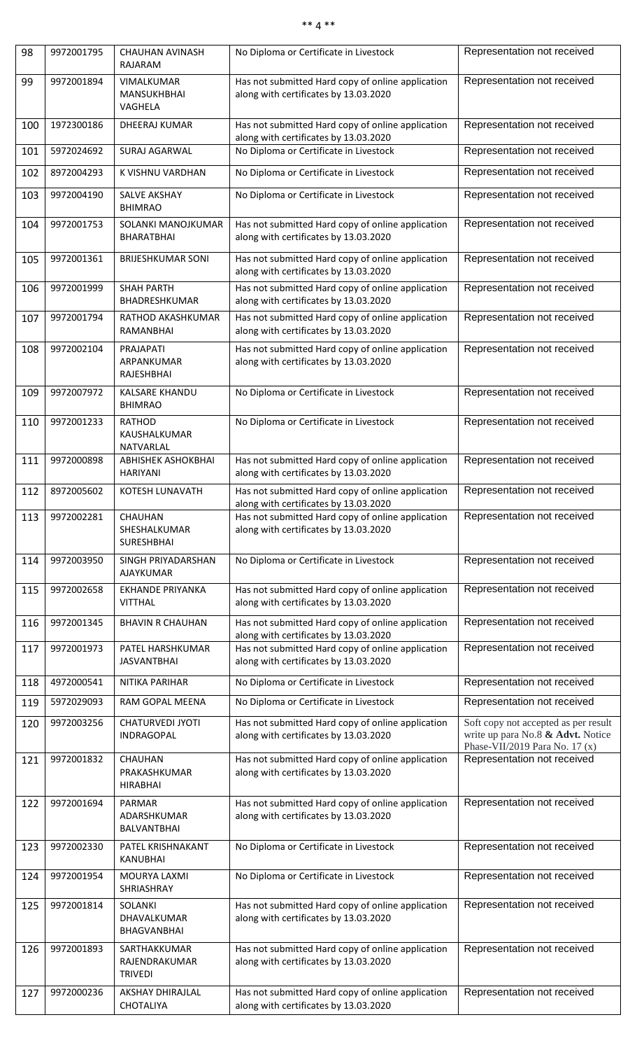| 98 | 9972001795 | CHAUHAN AVINASH RAJARAM | No Diploma or Certificate in Livestock | Representation not received |
|---|---|---|---|---|
| 99 | 9972001894 | VIMALKUMAR MANSUKHBHAI VAGHELA | Has not submitted Hard copy of online application along with certificates by 13.03.2020 | Representation not received |
| 100 | 1972300186 | DHEERAJ KUMAR | Has not submitted Hard copy of online application along with certificates by 13.03.2020 | Representation not received |
| 101 | 5972024692 | SURAJ AGARWAL | No Diploma or Certificate in Livestock | Representation not received |
| 102 | 8972004293 | K VISHNU VARDHAN | No Diploma or Certificate in Livestock | Representation not received |
| 103 | 9972004190 | SALVE AKSHAY BHIMRAO | No Diploma or Certificate in Livestock | Representation not received |
| 104 | 9972001753 | SOLANKI MANOJKUMAR BHARATBHAI | Has not submitted Hard copy of online application along with certificates by 13.03.2020 | Representation not received |
| 105 | 9972001361 | BRIJESHKUMAR SONI | Has not submitted Hard copy of online application along with certificates by 13.03.2020 | Representation not received |
| 106 | 9972001999 | SHAH PARTH BHADRESHKUMAR | Has not submitted Hard copy of online application along with certificates by 13.03.2020 | Representation not received |
| 107 | 9972001794 | RATHOD AKASHKUMAR RAMANBHAI | Has not submitted Hard copy of online application along with certificates by 13.03.2020 | Representation not received |
| 108 | 9972002104 | PRAJAPATI ARPANKUMAR RAJESHBHAI | Has not submitted Hard copy of online application along with certificates by 13.03.2020 | Representation not received |
| 109 | 9972007972 | KALSARE KHANDU BHIMRAO | No Diploma or Certificate in Livestock | Representation not received |
| 110 | 9972001233 | RATHOD KAUSHALKUMAR NATVARLAL | No Diploma or Certificate in Livestock | Representation not received |
| 111 | 9972000898 | ABHISHEK ASHOKBHAI HARIYANI | Has not submitted Hard copy of online application along with certificates by 13.03.2020 | Representation not received |
| 112 | 8972005602 | KOTESH LUNAVATH | Has not submitted Hard copy of online application along with certificates by 13.03.2020 | Representation not received |
| 113 | 9972002281 | CHAUHAN SHESHALKUMAR SURESHBHAI | Has not submitted Hard copy of online application along with certificates by 13.03.2020 | Representation not received |
| 114 | 9972003950 | SINGH PRIYADARSHAN AJAYKUMAR | No Diploma or Certificate in Livestock | Representation not received |
| 115 | 9972002658 | EKHANDE PRIYANKA VITTHAL | Has not submitted Hard copy of online application along with certificates by 13.03.2020 | Representation not received |
| 116 | 9972001345 | BHAVIN R CHAUHAN | Has not submitted Hard copy of online application along with certificates by 13.03.2020 | Representation not received |
| 117 | 9972001973 | PATEL HARSHKUMAR JASVANTBHAI | Has not submitted Hard copy of online application along with certificates by 13.03.2020 | Representation not received |
| 118 | 4972000541 | NITIKA PARIHAR | No Diploma or Certificate in Livestock | Representation not received |
| 119 | 5972029093 | RAM GOPAL MEENA | No Diploma or Certificate in Livestock | Representation not received |
| 120 | 9972003256 | CHATURVEDI JYOTI INDRAGOPAL | Has not submitted Hard copy of online application along with certificates by 13.03.2020 | Soft copy not accepted as per result write up para No.8 **&** **Advt.** Notice Phase-VII/2019 Para No. 17 (x) |
| 121 | 9972001832 | CHAUHAN PRAKASHKUMAR HIRABHAI | Has not submitted Hard copy of online application along with certificates by 13.03.2020 | Representation not received |
| 122 | 9972001694 | PARMAR ADARSHKUMAR BALVANTBHAI | Has not submitted Hard copy of online application along with certificates by 13.03.2020 | Representation not received |
| 123 | 9972002330 | PATEL KRISHNAKANT KANUBHAI | No Diploma or Certificate in Livestock | Representation not received |
| 124 | 9972001954 | MOURYA LAXMI SHRIASHRAY | No Diploma or Certificate in Livestock | Representation not received |
| 125 | 9972001814 | SOLANKI DHAVALKUMAR BHAGVANBHAI | Has not submitted Hard copy of online application along with certificates by 13.03.2020 | Representation not received |
| 126 | 9972001893 | SARTHAKKUMAR RAJENDRAKUMAR TRIVEDI | Has not submitted Hard copy of online application along with certificates by 13.03.2020 | Representation not received |
| 127 | 9972000236 | AKSHAY DHIRAJLAL CHOTALIYA | Has not submitted Hard copy of online application along with certificates by 13.03.2020 | Representation not received |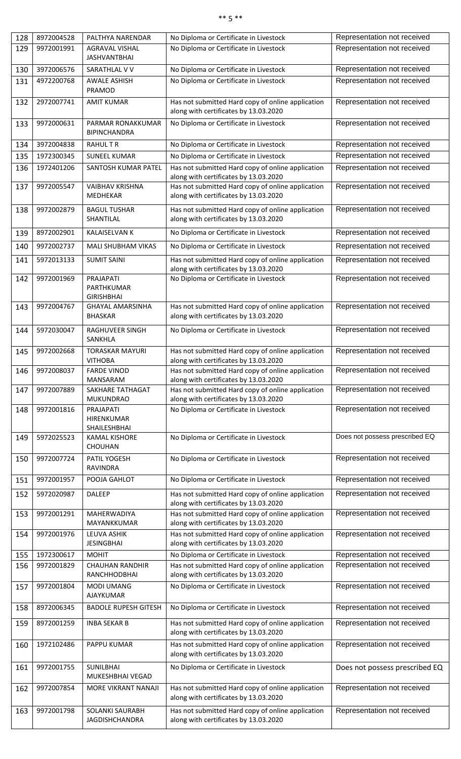| 128 | 8972004528 | PALTHYA NARENDAR | No Diploma or Certificate in Livestock | Representation not received |
|---|---|---|---|---|
| 129 | 9972001991 | AGRAVAL VISHAL JASHVANTBHAI | No Diploma or Certificate in Livestock | Representation not received |
| 130 | 3972006576 | SARATHLAL V V | No Diploma or Certificate in Livestock | Representation not received |
| 131 | 4972200768 | AWALE ASHISH PRAMOD | No Diploma or Certificate in Livestock | Representation not received |
| 132 | 2972007741 | AMIT KUMAR | Has not submitted Hard copy of online application along with certificates by 13.03.2020 | Representation not received |
| 133 | 9972000631 | PARMAR RONAKKUMAR BIPINCHANDRA | No Diploma or Certificate in Livestock | Representation not received |
| 134 | 3972004838 | RAHUL T R | No Diploma or Certificate in Livestock | Representation not received |
| 135 | 1972300345 | SUNEEL KUMAR | No Diploma or Certificate in Livestock | Representation not received |
| 136 | 1972401206 | SANTOSH KUMAR PATEL | Has not submitted Hard copy of online application along with certificates by 13.03.2020 | Representation not received |
| 137 | 9972005547 | VAIBHAV KRISHNA MEDHEKAR | Has not submitted Hard copy of online application along with certificates by 13.03.2020 | Representation not received |
| 138 | 9972002879 | BAGUL TUSHAR SHANTILAL | Has not submitted Hard copy of online application along with certificates by 13.03.2020 | Representation not received |
| 139 | 8972002901 | KALAISELVAN K | No Diploma or Certificate in Livestock | Representation not received |
| 140 | 9972002737 | MALI SHUBHAM VIKAS | No Diploma or Certificate in Livestock | Representation not received |
| 141 | 5972013133 | SUMIT SAINI | Has not submitted Hard copy of online application along with certificates by 13.03.2020 | Representation not received |
| 142 | 9972001969 | PRAJAPATI PARTHKUMAR GIRISHBHAI | No Diploma or Certificate in Livestock | Representation not received |
| 143 | 9972004767 | GHAYAL AMARSINHA BHASKAR | Has not submitted Hard copy of online application along with certificates by 13.03.2020 | Representation not received |
| 144 | 5972030047 | RAGHUVEER SINGH SANKHLA | No Diploma or Certificate in Livestock | Representation not received |
| 145 | 9972002668 | TORASKAR MAYURI VITHOBA | Has not submitted Hard copy of online application along with certificates by 13.03.2020 | Representation not received |
| 146 | 9972008037 | FARDE VINOD MANSARAM | Has not submitted Hard copy of online application along with certificates by 13.03.2020 | Representation not received |
| 147 | 9972007889 | SAKHARE TATHAGAT MUKUNDRAO | Has not submitted Hard copy of online application along with certificates by 13.03.2020 | Representation not received |
| 148 | 9972001816 | PRAJAPATI HIRENKUMAR SHAILESHBHAI | No Diploma or Certificate in Livestock | Representation not received |
| 149 | 5972025523 | KAMAL KISHORE CHOUHAN | No Diploma or Certificate in Livestock | Does not possess prescribed EQ |
| 150 | 9972007724 | PATIL YOGESH RAVINDRA | No Diploma or Certificate in Livestock | Representation not received |
| 151 | 9972001957 | POOJA GAHLOT | No Diploma or Certificate in Livestock | Representation not received |
| 152 | 5972020987 | DALEEP | Has not submitted Hard copy of online application along with certificates by 13.03.2020 | Representation not received |
| 153 | 9972001291 | MAHERWADIYA MAYANKKUMAR | Has not submitted Hard copy of online application along with certificates by 13.03.2020 | Representation not received |
| 154 | 9972001976 | LEUVA ASHIK JESINGBHAI | Has not submitted Hard copy of online application along with certificates by 13.03.2020 | Representation not received |
| 155 | 1972300617 | MOHIT | No Diploma or Certificate in Livestock | Representation not received |
| 156 | 9972001829 | CHAUHAN RANDHIR RANCHHODBHAI | Has not submitted Hard copy of online application along with certificates by 13.03.2020 | Representation not received |
| 157 | 9972001804 | MODI UMANG AJAYKUMAR | No Diploma or Certificate in Livestock | Representation not received |
| 158 | 8972006345 | BADOLE RUPESH GITESH | No Diploma or Certificate in Livestock | Representation not received |
| 159 | 8972001259 | INBA SEKAR B | Has not submitted Hard copy of online application along with certificates by 13.03.2020 | Representation not received |
| 160 | 1972102486 | PAPPU KUMAR | Has not submitted Hard copy of online application along with certificates by 13.03.2020 | Representation not received |
| 161 | 9972001755 | SUNILBHAI MUKESHBHAI VEGAD | No Diploma or Certificate in Livestock | Does not possess prescribed EQ |
| 162 | 9972007854 | MORE VIKRANT NANAJI | Has not submitted Hard copy of online application along with certificates by 13.03.2020 | Representation not received |
| 163 | 9972001798 | SOLANKI SAURABH JAGDISHCHANDRA | Has not submitted Hard copy of online application along with certificates by 13.03.2020 | Representation not received |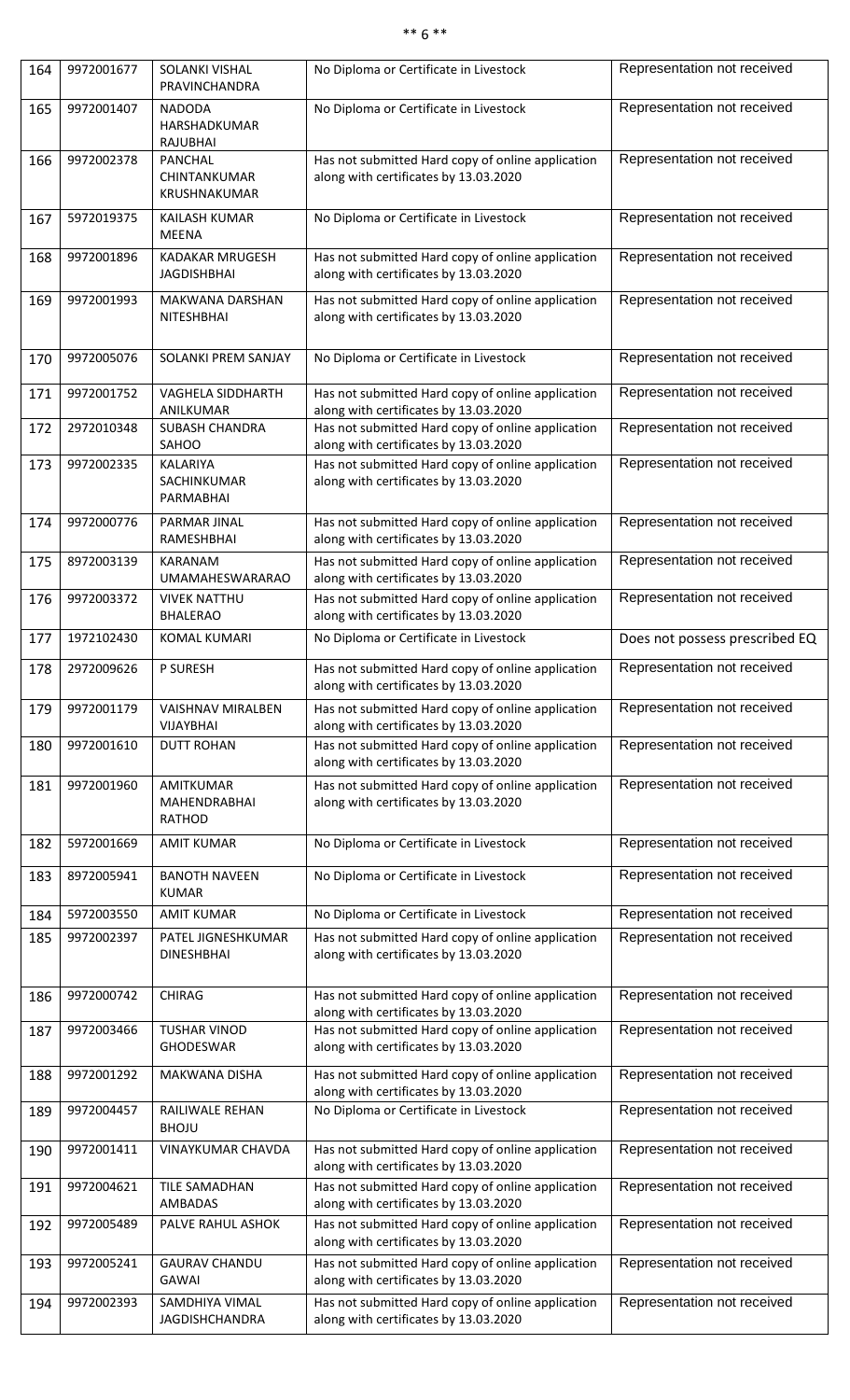| 164 | 9972001677 | SOLANKI VISHAL PRAVINCHANDRA | No Diploma or Certificate in Livestock | Representation not received |
|---|---|---|---|---|
| 165 | 9972001407 | NADODA HARSHADKUMAR RAJUBHAI | No Diploma or Certificate in Livestock | Representation not received |
| 166 | 9972002378 | PANCHAL CHINTANKUMAR KRUSHNAKUMAR | Has not submitted Hard copy of online application along with certificates by 13.03.2020 | Representation not received |
| 167 | 5972019375 | KAILASH KUMAR MEENA | No Diploma or Certificate in Livestock | Representation not received |
| 168 | 9972001896 | KADAKAR MRUGESH JAGDISHBHAI | Has not submitted Hard copy of online application along with certificates by 13.03.2020 | Representation not received |
| 169 | 9972001993 | MAKWANA DARSHAN NITESHBHAI | Has not submitted Hard copy of online application along with certificates by 13.03.2020 | Representation not received |
| 170 | 9972005076 | SOLANKI PREM SANJAY | No Diploma or Certificate in Livestock | Representation not received |
| 171 | 9972001752 | VAGHELA SIDDHARTH ANILKUMAR | Has not submitted Hard copy of online application along with certificates by 13.03.2020 | Representation not received |
| 172 | 2972010348 | SUBASH CHANDRA SAHOO | Has not submitted Hard copy of online application along with certificates by 13.03.2020 | Representation not received |
| 173 | 9972002335 | KALARIYA SACHINKUMAR PARMABHAI | Has not submitted Hard copy of online application along with certificates by 13.03.2020 | Representation not received |
| 174 | 9972000776 | PARMAR JINAL RAMESHBHAI | Has not submitted Hard copy of online application along with certificates by 13.03.2020 | Representation not received |
| 175 | 8972003139 | KARANAM UMAMAHESWARARAO | Has not submitted Hard copy of online application along with certificates by 13.03.2020 | Representation not received |
| 176 | 9972003372 | VIVEK NATTHU BHALERAO | Has not submitted Hard copy of online application along with certificates by 13.03.2020 | Representation not received |
| 177 | 1972102430 | KOMAL KUMARI | No Diploma or Certificate in Livestock | Does not possess prescribed EQ |
| 178 | 2972009626 | P SURESH | Has not submitted Hard copy of online application along with certificates by 13.03.2020 | Representation not received |
| 179 | 9972001179 | VAISHNAV MIRALBEN VIJAYBHAI | Has not submitted Hard copy of online application along with certificates by 13.03.2020 | Representation not received |
| 180 | 9972001610 | DUTT ROHAN | Has not submitted Hard copy of online application along with certificates by 13.03.2020 | Representation not received |
| 181 | 9972001960 | AMITKUMAR MAHENDRABHAI RATHOD | Has not submitted Hard copy of online application along with certificates by 13.03.2020 | Representation not received |
| 182 | 5972001669 | AMIT KUMAR | No Diploma or Certificate in Livestock | Representation not received |
| 183 | 8972005941 | BANOTH NAVEEN KUMAR | No Diploma or Certificate in Livestock | Representation not received |
| 184 | 5972003550 | AMIT KUMAR | No Diploma or Certificate in Livestock | Representation not received |
| 185 | 9972002397 | PATEL JIGNESHKUMAR DINESHBHAI | Has not submitted Hard copy of online application along with certificates by 13.03.2020 | Representation not received |
| 186 | 9972000742 | CHIRAG | Has not submitted Hard copy of online application along with certificates by 13.03.2020 | Representation not received |
| 187 | 9972003466 | TUSHAR VINOD GHODESWAR | Has not submitted Hard copy of online application along with certificates by 13.03.2020 | Representation not received |
| 188 | 9972001292 | MAKWANA DISHA | Has not submitted Hard copy of online application along with certificates by 13.03.2020 | Representation not received |
| 189 | 9972004457 | RAILIWALE REHAN BHOJU | No Diploma or Certificate in Livestock | Representation not received |
| 190 | 9972001411 | VINAYKUMAR CHAVDA | Has not submitted Hard copy of online application along with certificates by 13.03.2020 | Representation not received |
| 191 | 9972004621 | TILE SAMADHAN AMBADAS | Has not submitted Hard copy of online application along with certificates by 13.03.2020 | Representation not received |
| 192 | 9972005489 | PALVE RAHUL ASHOK | Has not submitted Hard copy of online application along with certificates by 13.03.2020 | Representation not received |
| 193 | 9972005241 | GAURAV CHANDU GAWAI | Has not submitted Hard copy of online application along with certificates by 13.03.2020 | Representation not received |
| 194 | 9972002393 | SAMDHIYA VIMAL JAGDISHCHANDRA | Has not submitted Hard copy of online application along with certificates by 13.03.2020 | Representation not received |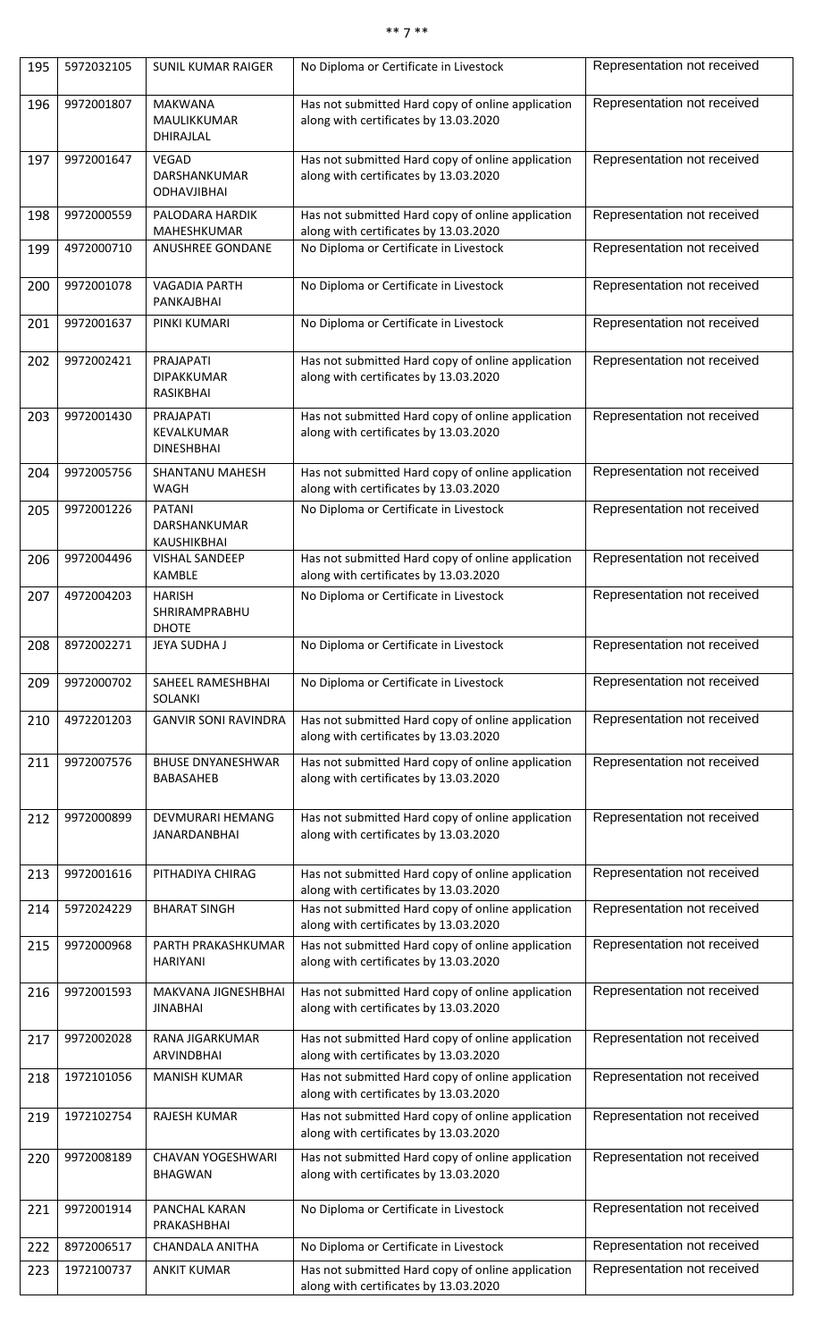| 195 | 5972032105 | SUNIL KUMAR RAIGER | No Diploma or Certificate in Livestock | Representation not received |
|---|---|---|---|---|
| 196 | 9972001807 | MAKWANA MAULIKKUMAR DHIRAJLAL | Has not submitted Hard copy of online application along with certificates by 13.03.2020 | Representation not received |
| 197 | 9972001647 | VEGAD DARSHANKUMAR ODHAVJIBHAI | Has not submitted Hard copy of online application along with certificates by 13.03.2020 | Representation not received |
| 198 | 9972000559 | PALODARA HARDIK MAHESHKUMAR | Has not submitted Hard copy of online application along with certificates by 13.03.2020 | Representation not received |
| 199 | 4972000710 | ANUSHREE GONDANE | No Diploma or Certificate in Livestock | Representation not received |
| 200 | 9972001078 | VAGADIA PARTH PANKAJBHAI | No Diploma or Certificate in Livestock | Representation not received |
| 201 | 9972001637 | PINKI KUMARI | No Diploma or Certificate in Livestock | Representation not received |
| 202 | 9972002421 | PRAJAPATI DIPAKKUMAR RASIKBHAI | Has not submitted Hard copy of online application along with certificates by 13.03.2020 | Representation not received |
| 203 | 9972001430 | PRAJAPATI KEVALKUMAR DINESHBHAI | Has not submitted Hard copy of online application along with certificates by 13.03.2020 | Representation not received |
| 204 | 9972005756 | SHANTANU MAHESH WAGH | Has not submitted Hard copy of online application along with certificates by 13.03.2020 | Representation not received |
| 205 | 9972001226 | PATANI DARSHANKUMAR KAUSHIKBHAI | No Diploma or Certificate in Livestock | Representation not received |
| 206 | 9972004496 | VISHAL SANDEEP KAMBLE | Has not submitted Hard copy of online application along with certificates by 13.03.2020 | Representation not received |
| 207 | 4972004203 | HARISH SHRIRAMPRABHU DHOTE | No Diploma or Certificate in Livestock | Representation not received |
| 208 | 8972002271 | JEYA SUDHA J | No Diploma or Certificate in Livestock | Representation not received |
| 209 | 9972000702 | SAHEEL RAMESHBHAI SOLANKI | No Diploma or Certificate in Livestock | Representation not received |
| 210 | 4972201203 | GANVIR SONI RAVINDRA | Has not submitted Hard copy of online application along with certificates by 13.03.2020 | Representation not received |
| 211 | 9972007576 | BHUSE DNYANESHWAR BABASAHEB | Has not submitted Hard copy of online application along with certificates by 13.03.2020 | Representation not received |
| 212 | 9972000899 | DEVMURARI HEMANG JANARDANBHAI | Has not submitted Hard copy of online application along with certificates by 13.03.2020 | Representation not received |
| 213 | 9972001616 | PITHADIYA CHIRAG | Has not submitted Hard copy of online application along with certificates by 13.03.2020 | Representation not received |
| 214 | 5972024229 | BHARAT SINGH | Has not submitted Hard copy of online application along with certificates by 13.03.2020 | Representation not received |
| 215 | 9972000968 | PARTH PRAKASHKUMAR HARIYANI | Has not submitted Hard copy of online application along with certificates by 13.03.2020 | Representation not received |
| 216 | 9972001593 | MAKVANA JIGNESHBHAI JINABHAI | Has not submitted Hard copy of online application along with certificates by 13.03.2020 | Representation not received |
| 217 | 9972002028 | RANA JIGARKUMAR ARVINDBHAI | Has not submitted Hard copy of online application along with certificates by 13.03.2020 | Representation not received |
| 218 | 1972101056 | MANISH KUMAR | Has not submitted Hard copy of online application along with certificates by 13.03.2020 | Representation not received |
| 219 | 1972102754 | RAJESH KUMAR | Has not submitted Hard copy of online application along with certificates by 13.03.2020 | Representation not received |
| 220 | 9972008189 | CHAVAN YOGESHWARI BHAGWAN | Has not submitted Hard copy of online application along with certificates by 13.03.2020 | Representation not received |
| 221 | 9972001914 | PANCHAL KARAN PRAKASHBHAI | No Diploma or Certificate in Livestock | Representation not received |
| 222 | 8972006517 | CHANDALA ANITHA | No Diploma or Certificate in Livestock | Representation not received |
| 223 | 1972100737 | ANKIT KUMAR | Has not submitted Hard copy of online application along with certificates by 13.03.2020 | Representation not received |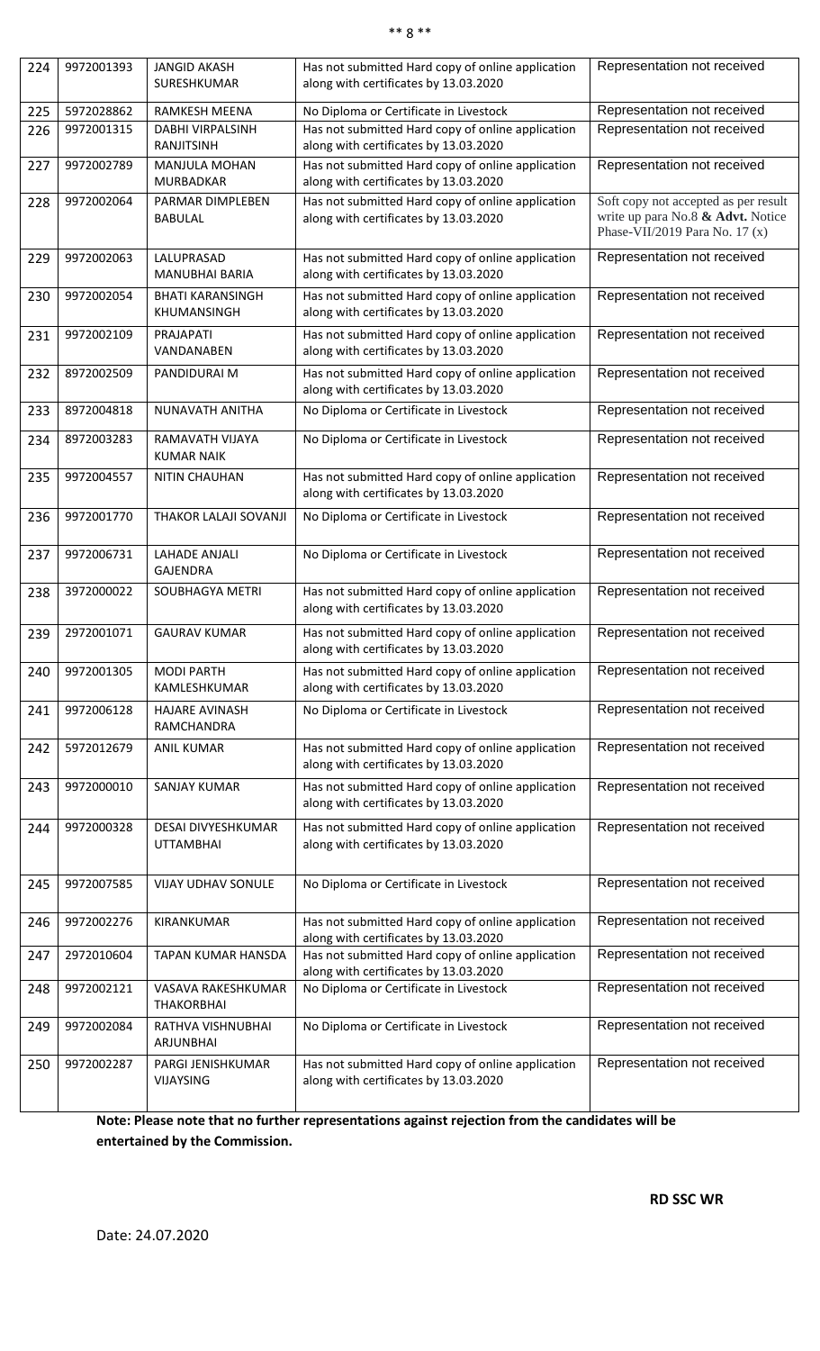| | | | | |
|---|---|---|---|---|
| 224 | 9972001393 | JANGID AKASH SURESHKUMAR | Has not submitted Hard copy of online application along with certificates by 13.03.2020 | Representation not received |
| 225 | 5972028862 | RAMKESH MEENA | No Diploma or Certificate in Livestock | Representation not received |
| 226 | 9972001315 | DABHI VIRPALSINH RANJITSINH | Has not submitted Hard copy of online application along with certificates by 13.03.2020 | Representation not received |
| 227 | 9972002789 | MANJULA MOHAN MURBADKAR | Has not submitted Hard copy of online application along with certificates by 13.03.2020 | Representation not received |
| 228 | 9972002064 | PARMAR DIMPLEBEN BABULAL | Has not submitted Hard copy of online application along with certificates by 13.03.2020 | Soft copy not accepted as per result write up para No.8 **&** **Advt.** Notice Phase-VII/2019 Para No. 17 (x) |
| 229 | 9972002063 | LALUPRASAD MANUBHAI BARIA | Has not submitted Hard copy of online application along with certificates by 13.03.2020 | Representation not received |
| 230 | 9972002054 | BHATI KARANSINGH KHUMANSINGH | Has not submitted Hard copy of online application along with certificates by 13.03.2020 | Representation not received |
| 231 | 9972002109 | PRAJAPATI VANDANABEN | Has not submitted Hard copy of online application along with certificates by 13.03.2020 | Representation not received |
| 232 | 8972002509 | PANDIDURAI M | Has not submitted Hard copy of online application along with certificates by 13.03.2020 | Representation not received |
| 233 | 8972004818 | NUNAVATH ANITHA | No Diploma or Certificate in Livestock | Representation not received |
| 234 | 8972003283 | RAMAVATH VIJAYA KUMAR NAIK | No Diploma or Certificate in Livestock | Representation not received |
| 235 | 9972004557 | NITIN CHAUHAN | Has not submitted Hard copy of online application along with certificates by 13.03.2020 | Representation not received |
| 236 | 9972001770 | THAKOR LALAJI SOVANJI | No Diploma or Certificate in Livestock | Representation not received |
| 237 | 9972006731 | LAHADE ANJALI GAJENDRA | No Diploma or Certificate in Livestock | Representation not received |
| 238 | 3972000022 | SOUBHAGYA METRI | Has not submitted Hard copy of online application along with certificates by 13.03.2020 | Representation not received |
| 239 | 2972001071 | GAURAV KUMAR | Has not submitted Hard copy of online application along with certificates by 13.03.2020 | Representation not received |
| 240 | 9972001305 | MODI PARTH KAMLESHKUMAR | Has not submitted Hard copy of online application along with certificates by 13.03.2020 | Representation not received |
| 241 | 9972006128 | HAJARE AVINASH RAMCHANDRA | No Diploma or Certificate in Livestock | Representation not received |
| 242 | 5972012679 | ANIL KUMAR | Has not submitted Hard copy of online application along with certificates by 13.03.2020 | Representation not received |
| 243 | 9972000010 | SANJAY KUMAR | Has not submitted Hard copy of online application along with certificates by 13.03.2020 | Representation not received |
| 244 | 9972000328 | DESAI DIVYESHKUMAR UTTAMBHAI | Has not submitted Hard copy of online application along with certificates by 13.03.2020 | Representation not received |
| 245 | 9972007585 | VIJAY UDHAV SONULE | No Diploma or Certificate in Livestock | Representation not received |
| 246 | 9972002276 | KIRANKUMAR | Has not submitted Hard copy of online application along with certificates by 13.03.2020 | Representation not received |
| 247 | 2972010604 | TAPAN KUMAR HANSDA | Has not submitted Hard copy of online application along with certificates by 13.03.2020 | Representation not received |
| 248 | 9972002121 | VASAVA RAKESHKUMAR THAKORBHAI | No Diploma or Certificate in Livestock | Representation not received |
| 249 | 9972002084 | RATHVA VISHNUBHAI ARJUNBHAI | No Diploma or Certificate in Livestock | Representation not received |
| 250 | 9972002287 | PARGI JENISHKUMAR VIJAYSING | Has not submitted Hard copy of online application along with certificates by 13.03.2020 | Representation not received |

**Note: Please note that no further representations against rejection from the candidates will be entertained by the Commission.**

**RD SSC WR**

Date: 24.07.2020